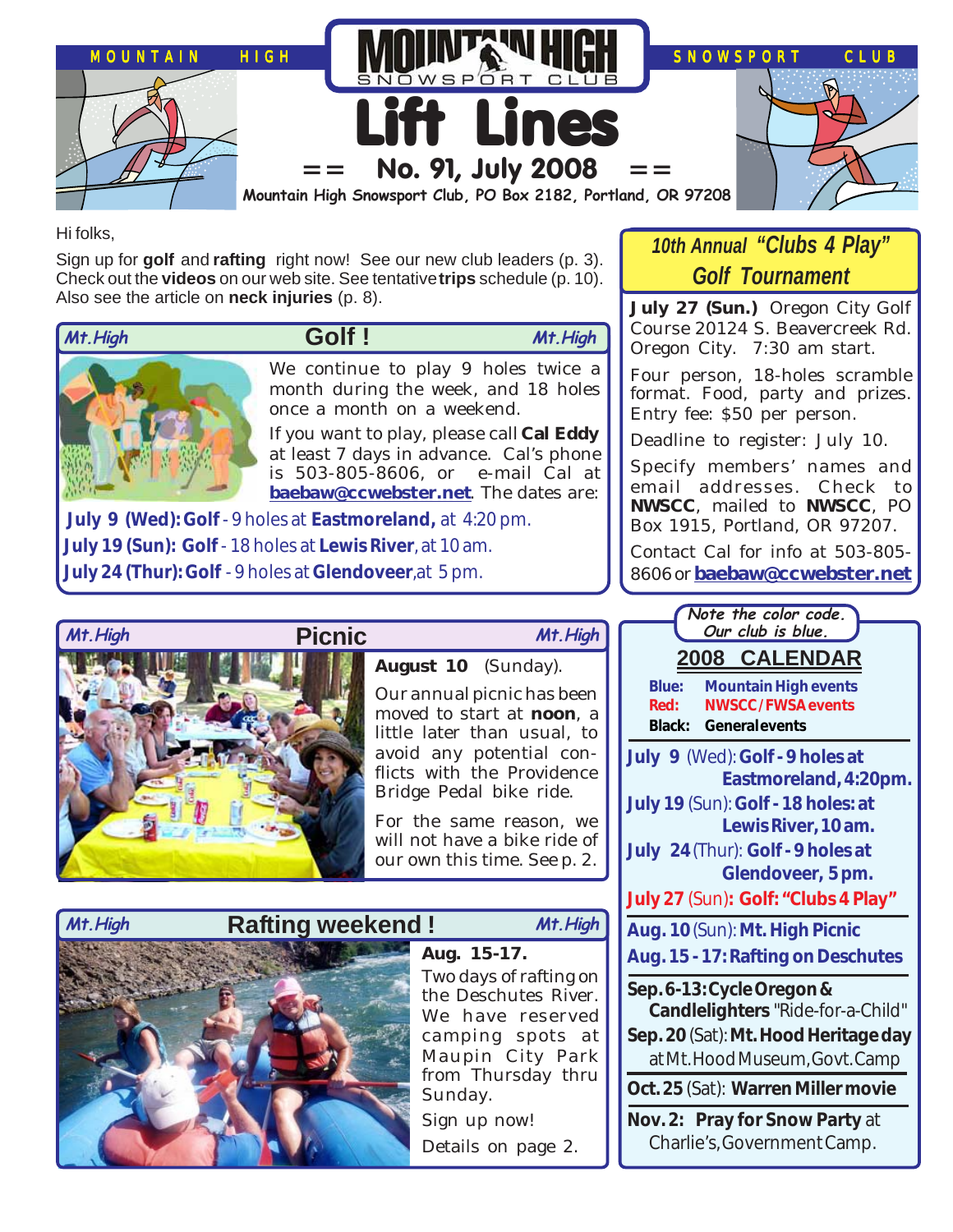MOUNTAIN HIGH SNOWSPORT CLUB

# Lift Lines

## == No. 91, July 2008 ==

**Mountain High Snowsport Club, PO Box 2182, Portland, OR 97208**

Hi folks,

Sign up for **golf** and **rafting** right now! See our new club leaders (p. 3). Check out the **videos** on our web site. See tentative **trips** schedule (p. 10). Also see the article on **neck injuries** (p. 8).

## Golf !

We continue to play 9 holes twice a month during the week, and 18 holes once a month on a weekend.

If you want to play, please call **Cal Eddy** at least 7 days in advance. Cal's phone is 503-805-8606, or e-mail Cal at **baebaw@ccwebster.net**. The dates are:

**July 9 (Wed): Golf** - 9 holes at **Eastmoreland,** at 4:20 pm.
**July 19 (Sun): Golf** - 18 holes at **Lewis River**, at 10 am.
**July 24 (Thur): Golf** - 9 holes at **Glendoveer**, at 5 pm.

## 10th Annual "Clubs 4 Play" Golf Tournament

**July 27 (Sun.)** Oregon City Golf Course 20124 S. Beavercreek Rd. Oregon City. 7:30 am start.

Four person, 18-holes scramble format. Food, party and prizes. Entry fee: $50 per person.

Deadline to register: July 10.

Specify members' names and email addresses. Check to **NWSCC**, mailed to **NWSCC**, PO Box 1915, Portland, OR 97207.

Contact Cal for info at 503-805-8606 or **baebaw@ccwebster.net**

## Picnic

**August 10** (Sunday).

Our annual picnic has been moved to start at **noon**, a little later than usual, to avoid any potential conflicts with the Providence Bridge Pedal bike ride.

For the same reason, we will not have a bike ride of our own this time. See p. 2.

## Rafting weekend !

**Aug. 15-17.**

Two days of rafting on the Deschutes River. We have reserved camping spots at Maupin City Park from Thursday thru Sunday.

Sign up now!

Details on page 2.

## 2008 CALENDAR

*Note the color code. Our club is blue.*

**Blue:** Mountain High events
**Red:** NWSCC / FWSA events
**Black:** General events

**July 9** (Wed): **Golf - 9 holes at Eastmoreland, 4:20pm.**
**July 19** (Sun): **Golf - 18 holes: at Lewis River, 10 am.**
**July 24** (Thur): **Golf - 9 holes at Glendoveer, 5 pm.**
**July 27** (Sun): **Golf: "Clubs 4 Play"**

**Aug. 10** (Sun): **Mt. High Picnic**
**Aug. 15 - 17: Rafting on Deschutes**

**Sep. 6-13: Cycle Oregon & Candlelighters** "Ride-for-a-Child"
**Sep. 20** (Sat): **Mt. Hood Heritage day** at Mt. Hood Museum, Govt. Camp

**Oct. 25** (Sat): **Warren Miller movie**

**Nov. 2: Pray for Snow Party** at Charlie's, Government Camp.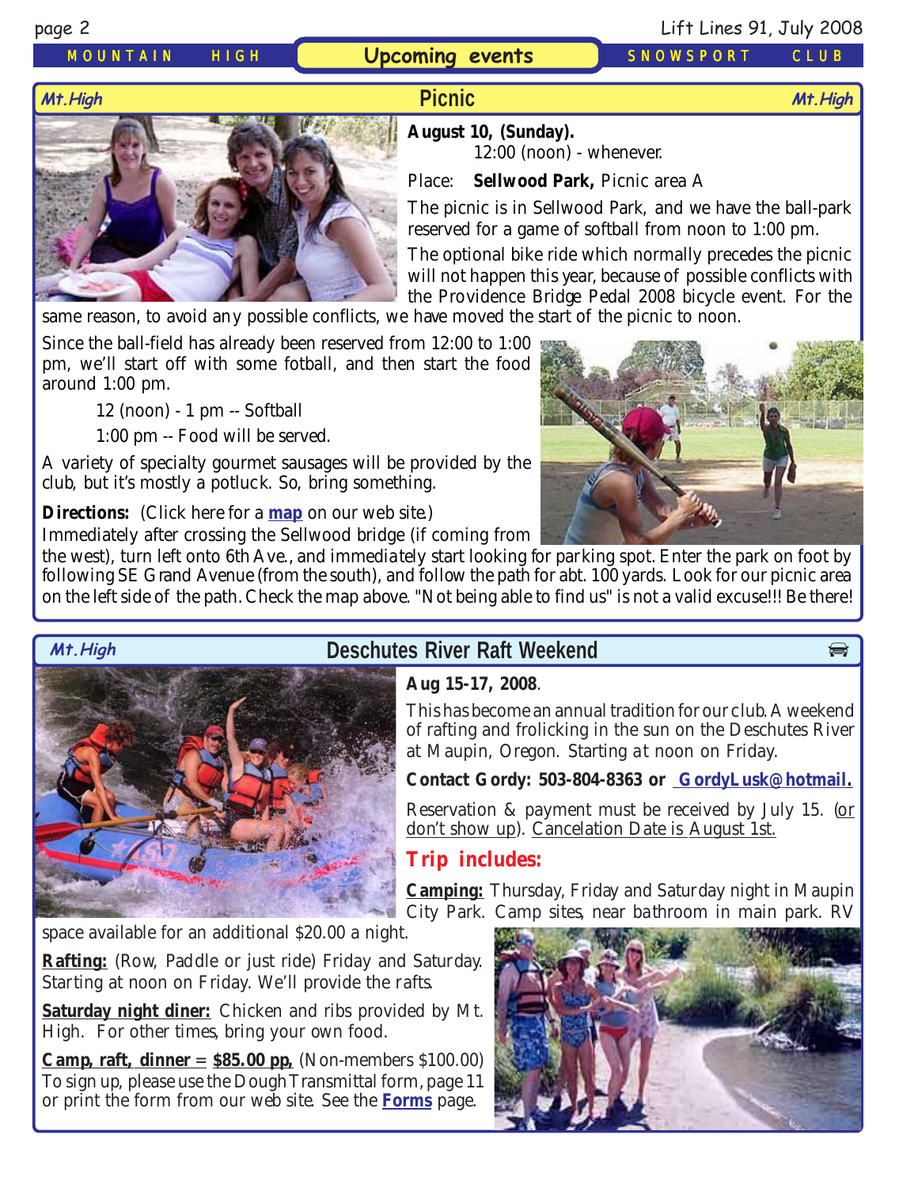## Upcoming events

### Picnic

**August 10, (Sunday).**
12:00 (noon) - whenever.

Place: **Sellwood Park,** Picnic area A

The picnic is in Sellwood Park, and we have the ball-park reserved for a game of softball from noon to 1:00 pm.

The optional bike ride which normally precedes the picnic will not happen this year, because of possible conflicts with the Providence Bridge Pedal 2008 bicycle event. For the same reason, to avoid any possible conflicts, we have moved the start of the picnic to noon.

Since the ball-field has already been reserved from 12:00 to 1:00 pm, we'll start off with some fotball, and then start the food around 1:00 pm.

12 (noon) - 1 pm -- Softball

1:00 pm -- Food will be served.

A variety of specialty gourmet sausages will be provided by the club, but it's mostly a potluck. So, bring something.

**Directions:** (Click here for a **map** on our web site.)
Immediately after crossing the Sellwood bridge (if coming from the west), turn left onto 6th Ave., and immediately start looking for parking spot. Enter the park on foot by following SE Grand Avenue (from the south), and follow the path for abt. 100 yards. Look for our picnic area on the left side of the path. Check the map above. "Not being able to find us" is not a valid excuse!!! Be there!

### Deschutes River Raft Weekend

**Aug 15-17, 2008**.

This has become an annual tradition for our club. A weekend of rafting and frolicking in the sun on the Deschutes River at Maupin, Oregon. Starting at noon on Friday.

**Contact Gordy: 503-804-8363 or GordyLusk@hotmail.**

Reservation & payment must be received by July 15. (or don't show up). Cancelation Date is August 1st.

**Trip includes:**

**Camping:** Thursday, Friday and Saturday night in Maupin City Park. Camp sites, near bathroom in main park. RV space available for an additional $20.00 a night.

**Rafting:** (Row, Paddle or just ride) Friday and Saturday. Starting at noon on Friday. We'll provide the rafts.

**Saturday night diner:** Chicken and ribs provided by Mt. High. For other times, bring your own food.

**Camp, raft, dinner = $85.00 pp,** (Non-members $100.00)
To sign up, please use the Dough Transmittal form, page 11 or print the form from our web site. See the **Forms** page.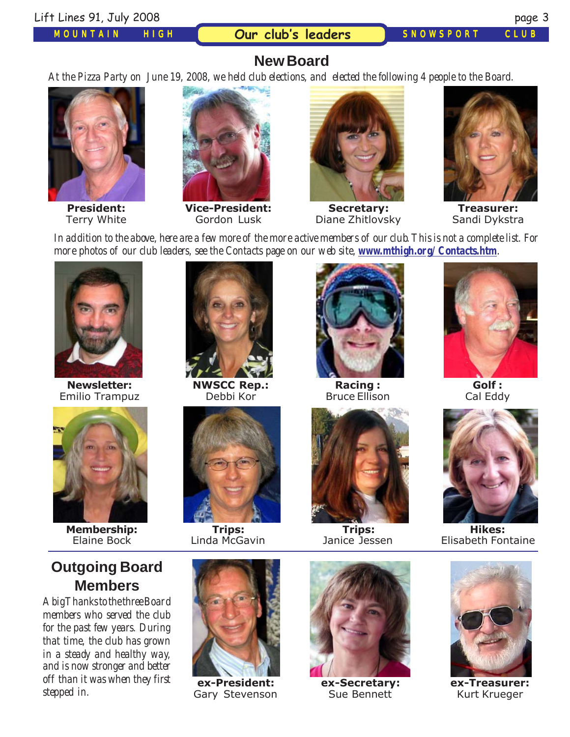## Our club's leaders

### New Board

*At the Pizza Party on June 19, 2008, we held club elections, and elected the following 4 people to the Board.*

**President:**
Terry White

**Vice-President:**
Gordon Lusk

**Secretary:**
Diane Zhitlovsky

**Treasurer:**
Sandi Dykstra

*In addition to the above, here are a few more of the more active members of our club. This is not a complete list. For more photos of our club leaders, see the Contacts page on our web site,* **www.mthigh.org/Contacts.htm**.

**Newsletter:**
Emilio Trampuz

**NWSCC Rep.:**
Debbi Kor

**Racing :**
Bruce Ellison

**Golf :**
Cal Eddy

**Membership:**
Elaine Bock

**Trips:**
Linda McGavin

**Trips:**
Janice Jessen

**Hikes:**
Elisabeth Fontaine

### Outgoing Board Members

*A big Thanks to the three Board members who served the club for the past few years. During that time, the club has grown in a steady and healthy way, and is now stronger and better off than it was when they first stepped in.*

**ex-President:**
Gary Stevenson

**ex-Secretary:**
Sue Bennett

**ex-Treasurer:**
Kurt Krueger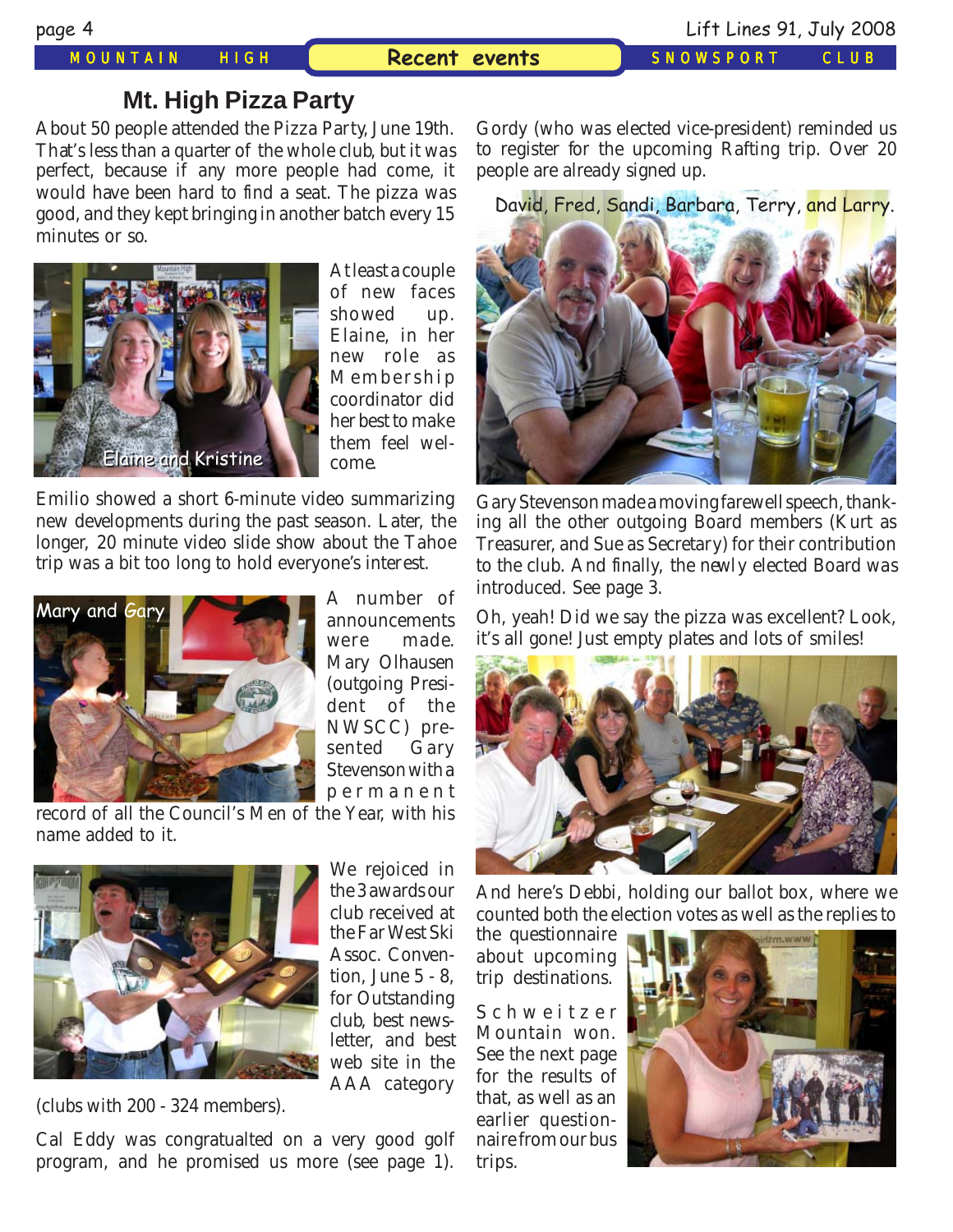## Mt. High Pizza Party

About 50 people attended the Pizza Party, June 19th. That's less than a quarter of the whole club, but it was perfect, because if any more people had come, it would have been hard to find a seat. The pizza was good, and they kept bringing in another batch every 15 minutes or so.

Elaine and Kristine

At least a couple of new faces showed up. Elaine, in her new role as Membership coordinator did her best to make them feel welcome.

Emilio showed a short 6-minute video summarizing new developments during the past season. Later, the longer, 20 minute video slide show about the Tahoe trip was a bit too long to hold everyone's interest.

Mary and Gary

A number of announcements were made. Mary Olhausen (outgoing President of the NWSCC) presented Gary Stevenson with a permanent record of all the Council's Men of the Year, with his name added to it.

We rejoiced in the 3 awards our club received at the Far West Ski Assoc. Convention, June 5 - 8, for Outstanding club, best newsletter, and best web site in the AAA category (clubs with 200 - 324 members).

Cal Eddy was congratualted on a very good golf program, and he promised us more (see page 1).

Gordy (who was elected vice-president) reminded us to register for the upcoming Rafting trip. Over 20 people are already signed up.

David, Fred, Sandi, Barbara, Terry, and Larry.

Gary Stevenson made a moving farewell speech, thanking all the other outgoing Board members (Kurt as Treasurer, and Sue as Secretary) for their contribution to the club. And finally, the newly elected Board was introduced. See page 3.

Oh, yeah! Did we say the pizza was excellent? Look, it's all gone! Just empty plates and lots of smiles!

And here's Debbi, holding our ballot box, where we counted both the election votes as well as the replies to the questionnaire about upcoming trip destinations.

Schweitzer Mountain won. See the next page for the results of that, as well as an earlier questionnaire from our bus trips.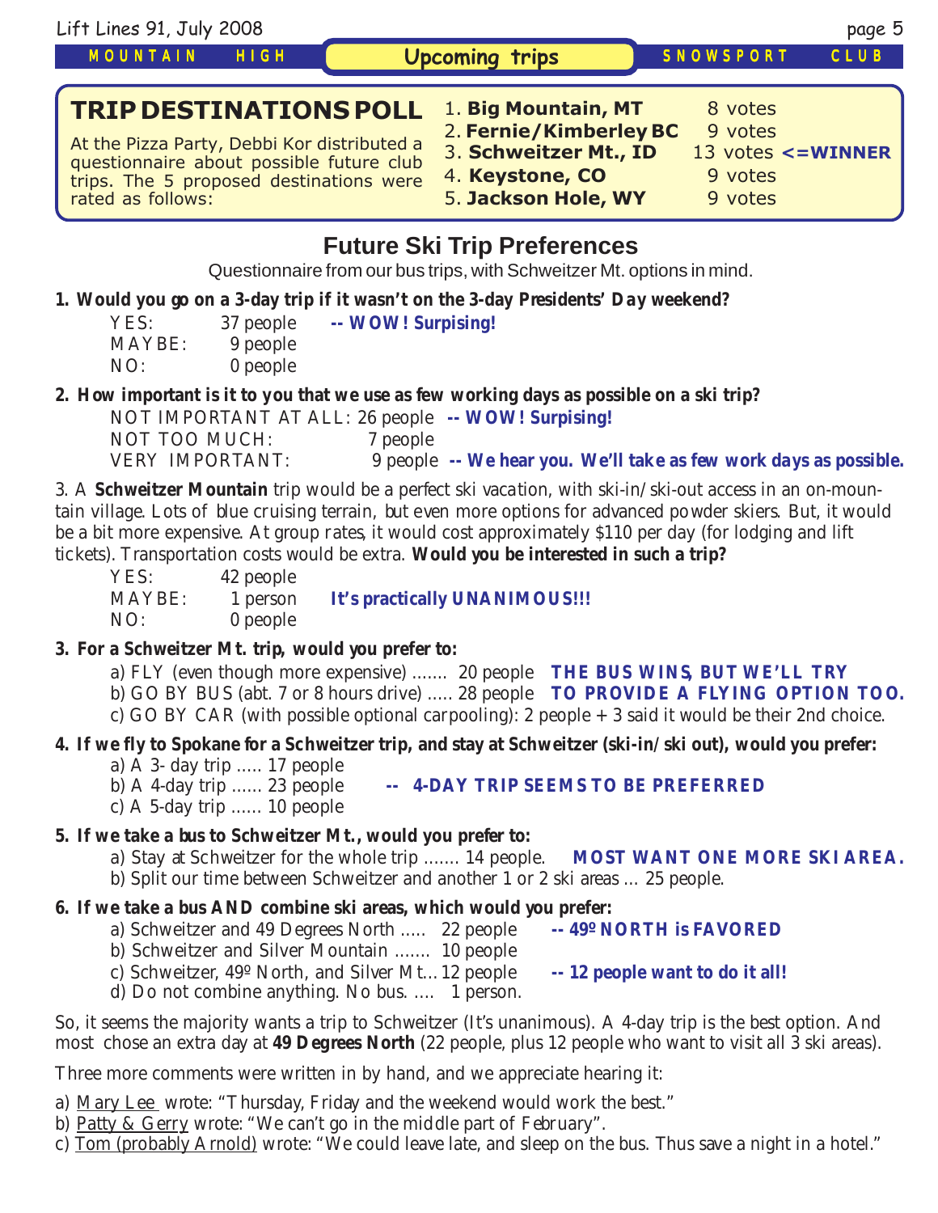## Upcoming trips

### TRIP DESTINATIONS POLL

At the Pizza Party, Debbi Kor distributed a questionnaire about possible future club trips. The 5 proposed destinations were rated as follows:

1. **Big Mountain, MT** 8 votes
2. **Fernie/Kimberley BC** 9 votes
3. **Schweitzer Mt., ID** 13 votes **<=WINNER**
4. **Keystone, CO** 9 votes
5. **Jackson Hole, WY** 9 votes

## Future Ski Trip Preferences

Questionnaire from our bus trips, with Schweitzer Mt. options in mind.

**1. Would you go on a 3-day trip if it wasn't on the 3-day Presidents' Day weekend?**

YES: 37 people **-- WOW! Surpising!**
MAYBE: 9 people
NO: 0 people

**2. How important is it to you that we use as few working days as possible on a ski trip?**

NOT IMPORTANT AT ALL: 26 people **-- WOW! Surpising!**
NOT TOO MUCH: 7 people
VERY IMPORTANT: 9 people **-- We hear you. We'll take as few work days as possible.**

3. A **Schweitzer Mountain** trip would be a perfect ski vacation, with ski-in/ski-out access in an on-mountain village. Lots of blue cruising terrain, but even more options for advanced powder skiers. But, it would be a bit more expensive. At group rates, it would cost approximately $110 per day (for lodging and lift tickets). Transportation costs would be extra. **Would you be interested in such a trip?**

YES: 42 people
MAYBE: 1 person **It's practically UNANIMOUS!!!**
NO: 0 people

**3. For a Schweitzer Mt. trip, would you prefer to:**

a) FLY (even though more expensive) ....... 20 people **THE BUS WINS, BUT WE'LL TRY**
b) GO BY BUS (abt. 7 or 8 hours drive) ..... 28 people **TO PROVIDE A FLYING OPTION TOO.**
c) GO BY CAR (with possible optional carpooling): 2 people + 3 said it would be their 2nd choice.

**4. If we fly to Spokane for a Schweitzer trip, and stay at Schweitzer (ski-in/ski out), would you prefer:**

a) A 3- day trip ..... 17 people
b) A 4-day trip ...... 23 people **-- 4-DAY TRIP SEEMS TO BE PREFERRED**
c) A 5-day trip ...... 10 people

**5. If we take a bus to Schweitzer Mt., would you prefer to:**

a) Stay at Schweitzer for the whole trip ....... 14 people. **MOST WANT ONE MORE SKI AREA.**
b) Split our time between Schweitzer and another 1 or 2 ski areas ... 25 people.

**6. If we take a bus AND combine ski areas, which would you prefer:**

a) Schweitzer and 49 Degrees North ..... 22 people **-- 49º NORTH is FAVORED**
b) Schweitzer and Silver Mountain ....... 10 people
c) Schweitzer, 49º North, and Silver Mt... 12 people **-- 12 people want to do it all!**
d) Do not combine anything. No bus. .... 1 person.

So, it seems the majority wants a trip to Schweitzer (It's unanimous). A 4-day trip is the best option. And most chose an extra day at **49 Degrees North** (22 people, plus 12 people who want to visit all 3 ski areas).

Three more comments were written in by hand, and we appreciate hearing it:

a) Mary Lee wrote: "Thursday, Friday and the weekend would work the best."
b) Patty & Gerry wrote: "We can't go in the middle part of February".
c) Tom (probably Arnold) wrote: "We could leave late, and sleep on the bus. Thus save a night in a hotel."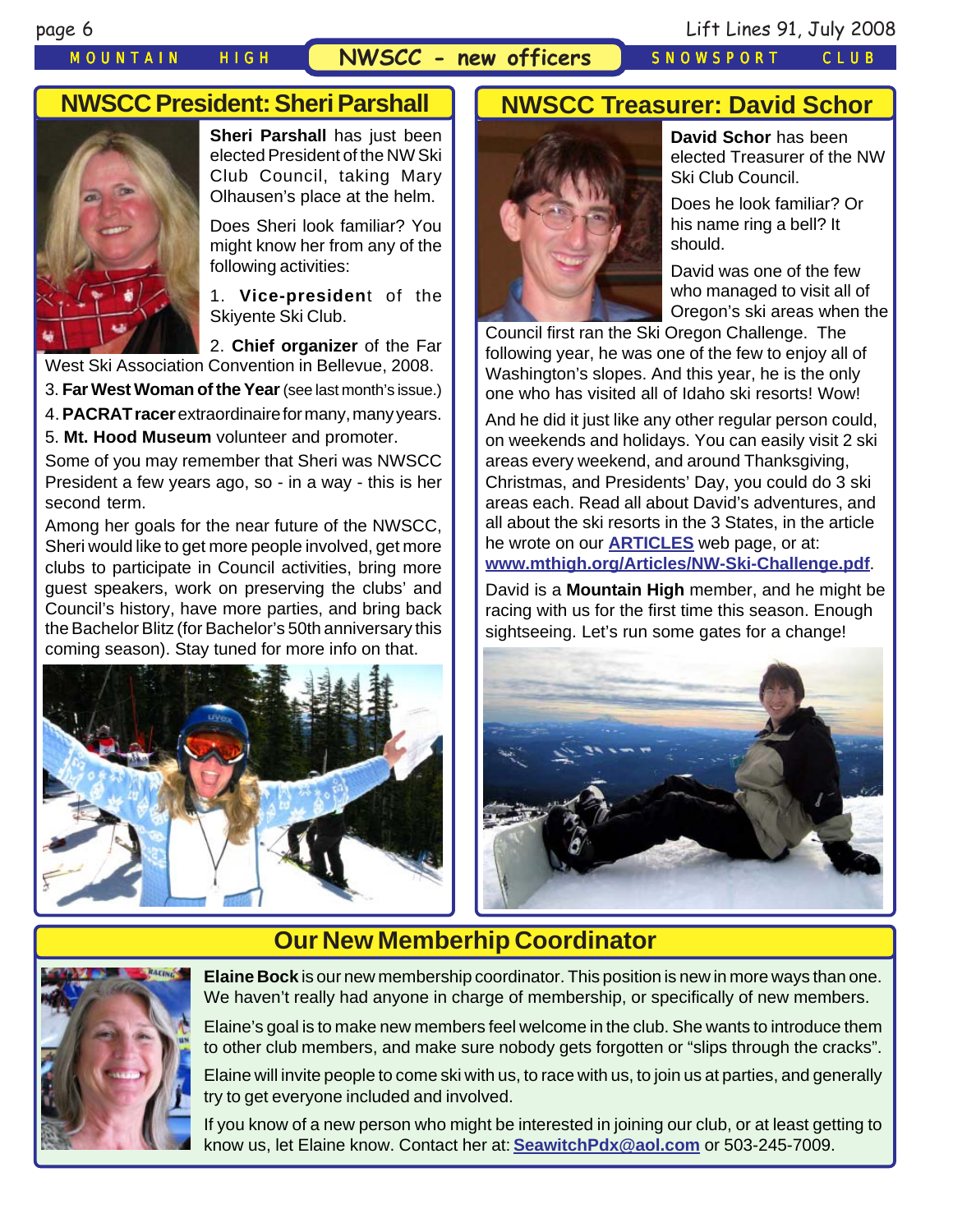# NWSCC - new officers

## NWSCC President: Sheri Parshall

**Sheri Parshall** has just been elected President of the NW Ski Club Council, taking Mary Olhausen's place at the helm.

Does Sheri look familiar? You might know her from any of the following activities:

1. **Vice-presiden**t of the Skiyente Ski Club.
2. **Chief organizer** of the Far West Ski Association Convention in Bellevue, 2008.
3. **Far West Woman of the Year** (see last month's issue.)
4. **PACRAT racer** extraordinaire for many, many years.
5. **Mt. Hood Museum** volunteer and promoter.

Some of you may remember that Sheri was NWSCC President a few years ago, so - in a way - this is her second term.

Among her goals for the near future of the NWSCC, Sheri would like to get more people involved, get more clubs to participate in Council activities, bring more guest speakers, work on preserving the clubs' and Council's history, have more parties, and bring back the Bachelor Blitz (for Bachelor's 50th anniversary this coming season). Stay tuned for more info on that.

## NWSCC Treasurer: David Schor

**David Schor** has been elected Treasurer of the NW Ski Club Council.

Does he look familiar? Or his name ring a bell? It should.

David was one of the few who managed to visit all of Oregon's ski areas when the Council first ran the Ski Oregon Challenge. The following year, he was one of the few to enjoy all of Washington's slopes. And this year, he is the only one who has visited all of Idaho ski resorts! Wow!

And he did it just like any other regular person could, on weekends and holidays. You can easily visit 2 ski areas every weekend, and around Thanksgiving, Christmas, and Presidents' Day, you could do 3 ski areas each. Read all about David's adventures, and all about the ski resorts in the 3 States, in the article he wrote on our **ARTICLES** web page, or at: **www.mthigh.org/Articles/NW-Ski-Challenge.pdf**.

David is a **Mountain High** member, and he might be racing with us for the first time this season. Enough sightseeing. Let's run some gates for a change!

## Our New Memberhip Coordinator

**Elaine Bock** is our new membership coordinator. This position is new in more ways than one. We haven't really had anyone in charge of membership, or specifically of new members.

Elaine's goal is to make new members feel welcome in the club. She wants to introduce them to other club members, and make sure nobody gets forgotten or "slips through the cracks".

Elaine will invite people to come ski with us, to race with us, to join us at parties, and generally try to get everyone included and involved.

If you know of a new person who might be interested in joining our club, or at least getting to know us, let Elaine know. Contact her at: **SeawitchPdx@aol.com** or 503-245-7009.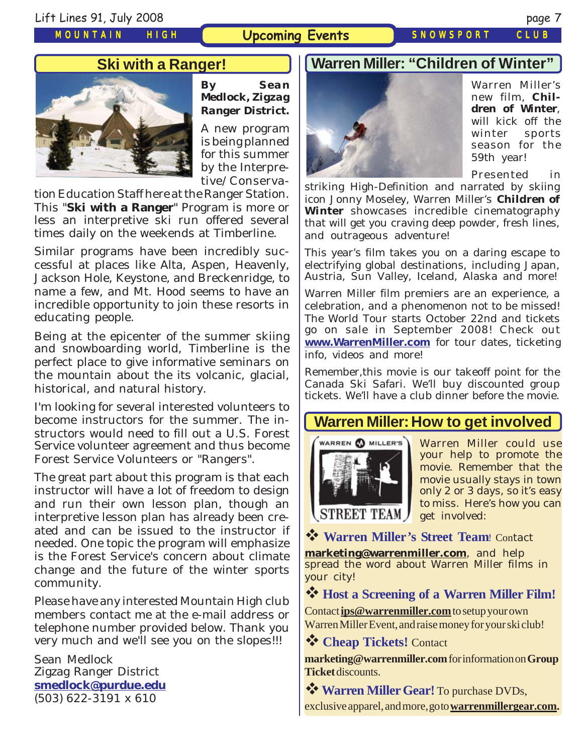# Upcoming Events

## Ski with a Ranger!

**By Sean Medlock, Zigzag Ranger District.**

A new program is being planned for this summer by the Interpretive/Conservation Education Staff here at the Ranger Station. This "**Ski with a Ranger**" Program is more or less an interpretive ski run offered several times daily on the weekends at Timberline.

Similar programs have been incredibly successful at places like Alta, Aspen, Heavenly, Jackson Hole, Keystone, and Breckenridge, to name a few, and Mt. Hood seems to have an incredible opportunity to join these resorts in educating people.

Being at the epicenter of the summer skiing and snowboarding world, Timberline is the perfect place to give informative seminars on the mountain about the its volcanic, glacial, historical, and natural history.

I'm looking for several interested volunteers to become instructors for the summer. The instructors would need to fill out a U.S. Forest Service volunteer agreement and thus become Forest Service Volunteers or "Rangers".

The great part about this program is that each instructor will have a lot of freedom to design and run their own lesson plan, though an interpretive lesson plan has already been created and can be issued to the instructor if needed. One topic the program will emphasize is the Forest Service's concern about climate change and the future of the winter sports community.

Please have any interested Mountain High club members contact me at the e-mail address or telephone number provided below. Thank you very much and we'll see you on the slopes!!!

Sean Medlock
Zigzag Ranger District
**smedlock@purdue.edu**
(503) 622-3191 x 610

## Warren Miller: "Children of Winter"

Warren Miller's new film, **Children of Winter**, will kick off the winter sports season for the 59th year!

Presented in striking High-Definition and narrated by skiing icon Jonny Moseley, Warren Miller's **Children of Winter** showcases incredible cinematography that will get you craving deep powder, fresh lines, and outrageous adventure!

This year's film takes you on a daring escape to electrifying global destinations, including Japan, Austria, Sun Valley, Iceland, Alaska and more!

Warren Miller film premiers are an experience, a celebration, and a phenomenon not to be missed! The World Tour starts October 22nd and tickets go on sale in September 2008! Check out **www.WarrenMiller.com** for tour dates, ticketing info, videos and more!

Remember,this movie is our takeoff point for the Canada Ski Safari. We'll buy discounted group tickets. We'll have a club dinner before the movie.

## Warren Miller: How to get involved

Warren Miller could use your help to promote the movie. Remember that the movie usually stays in town only 2 or 3 days, so it's easy to miss. Here's how you can get involved:

❖ **Warren Miller's Street Team**! Contact **marketing@warrenmiller.com**, and help spread the word about Warren Miller films in your city!

❖ **Host a Screening of a Warren Miller Film!** Contact **ips@warrenmiller.com** to setup your own Warren Miller Event, and raise money for your ski club!

❖ **Cheap Tickets!** Contact **marketing@warrenmiller.com** for information on **Group Ticket** discounts.

❖ **Warren Miller Gear!** To purchase DVDs, exclusive apparel, and more, go to **warrenmillergear.com.**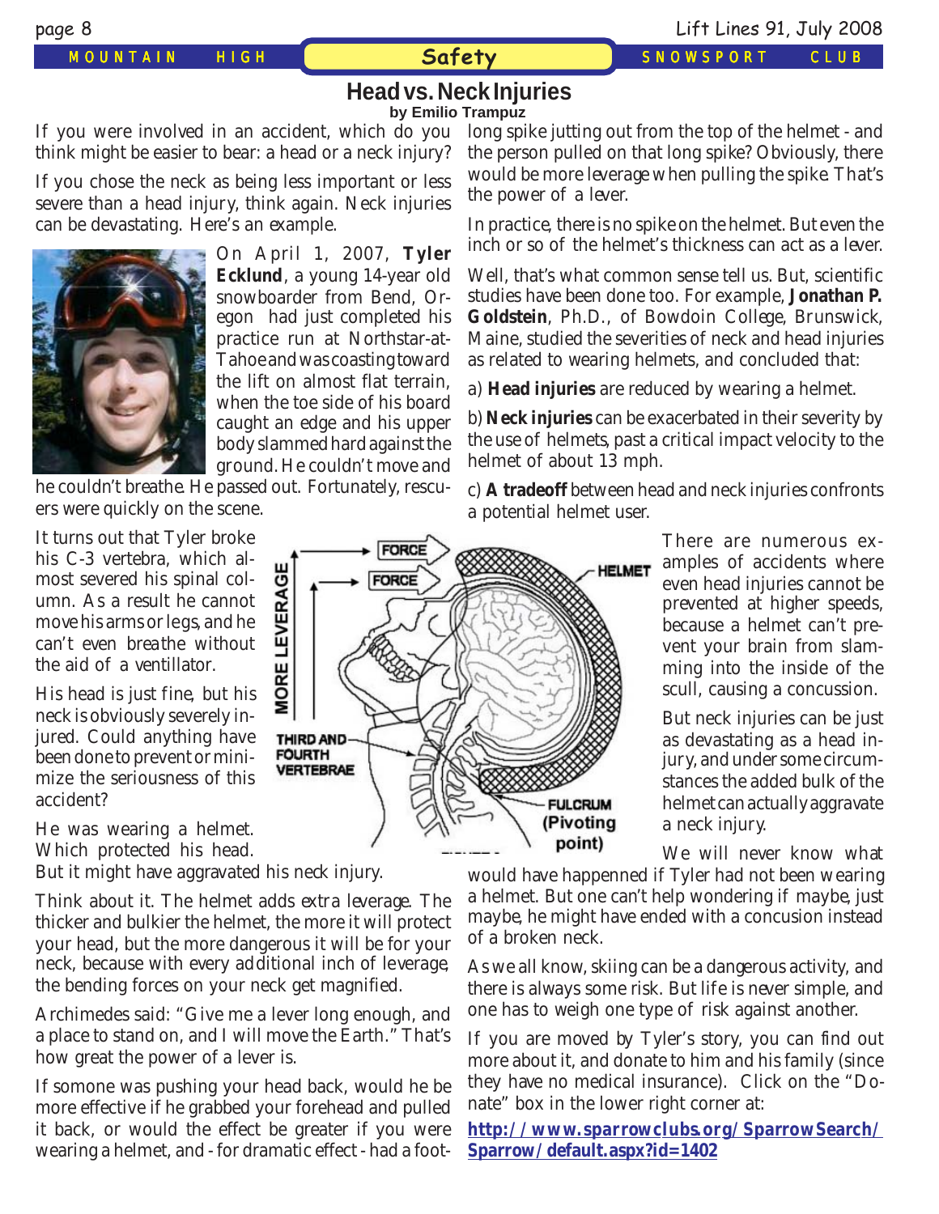# Head vs. Neck Injuries

**by Emilio Trampuz**

If you were involved in an accident, which do you think might be easier to bear: a head or a neck injury?

If you chose the neck as being less important or less severe than a head injury, think again. Neck injuries can be devastating. Here's an example.

On April 1, 2007, **Tyler Ecklund**, a young 14-year old snowboarder from Bend, Oregon had just completed his practice run at Northstar-at-Tahoe and was coasting toward the lift on almost flat terrain, when the toe side of his board caught an edge and his upper body slammed hard against the ground. He couldn't move and he couldn't breathe. He passed out. Fortunately, rescuers were quickly on the scene.

It turns out that Tyler broke his C-3 vertebra, which almost severed his spinal column. As a result he cannot move his arms or legs, and he can't even breathe without the aid of a ventillator.

His head is just fine, but his neck is obviously severely injured. Could anything have been done to prevent or minimize the seriousness of this accident?

He was wearing a helmet. Which protected his head. But it might have aggravated his neck injury.

Think about it. The helmet adds extra leverage. The thicker and bulkier the helmet, the more it will protect your head, but the more dangerous it will be for your neck, because with every additional inch of leverage, the bending forces on your neck get magnified.

Archimedes said: "Give me a lever long enough, and a place to stand on, and I will move the Earth." That's how great the power of a lever is.

If somone was pushing your head back, would he be more effective if he grabbed your forehead and pulled it back, or would the effect be greater if you were wearing a helmet, and - for dramatic effect - had a foot-long spike jutting out from the top of the helmet - and the person pulled on that long spike? Obviously, there would be more leverage when pulling the spike. That's the power of a lever.

In practice, there is no spike on the helmet. But even the inch or so of the helmet's thickness can act as a lever.

Well, that's what common sense tell us. But, scientific studies have been done too. For example, **Jonathan P. Goldstein**, Ph.D., of Bowdoin College, Brunswick, Maine, studied the severities of neck and head injuries as related to wearing helmets, and concluded that:

a) **Head injuries** are reduced by wearing a helmet.

b) **Neck injuries** can be exacerbated in their severity by the use of helmets, past a critical impact velocity to the helmet of about 13 mph.

c) **A tradeoff** between head and neck injuries confronts a potential helmet user.

There are numerous examples of accidents where even head injuries cannot be prevented at higher speeds, because a helmet can't prevent your brain from slamming into the inside of the scull, causing a concussion.

But neck injuries can be just as devastating as a head injury, and under some circumstances the added bulk of the helmet can actually aggravate a neck injury.

We will never know what would have happenned if Tyler had not been wearing a helmet. But one can't help wondering if maybe, just maybe, he might have ended with a concusion instead of a broken neck.

As we all know, skiing can be a dangerous activity, and there is always some risk. But life is never simple, and one has to weigh one type of risk against another.

If you are moved by Tyler's story, you can find out more about it, and donate to him and his family (since they have no medical insurance). Click on the "Donate" box in the lower right corner at:

**http://www.sparrowclubs.org/SparrowSearch/Sparrow/default.aspx?id=1402**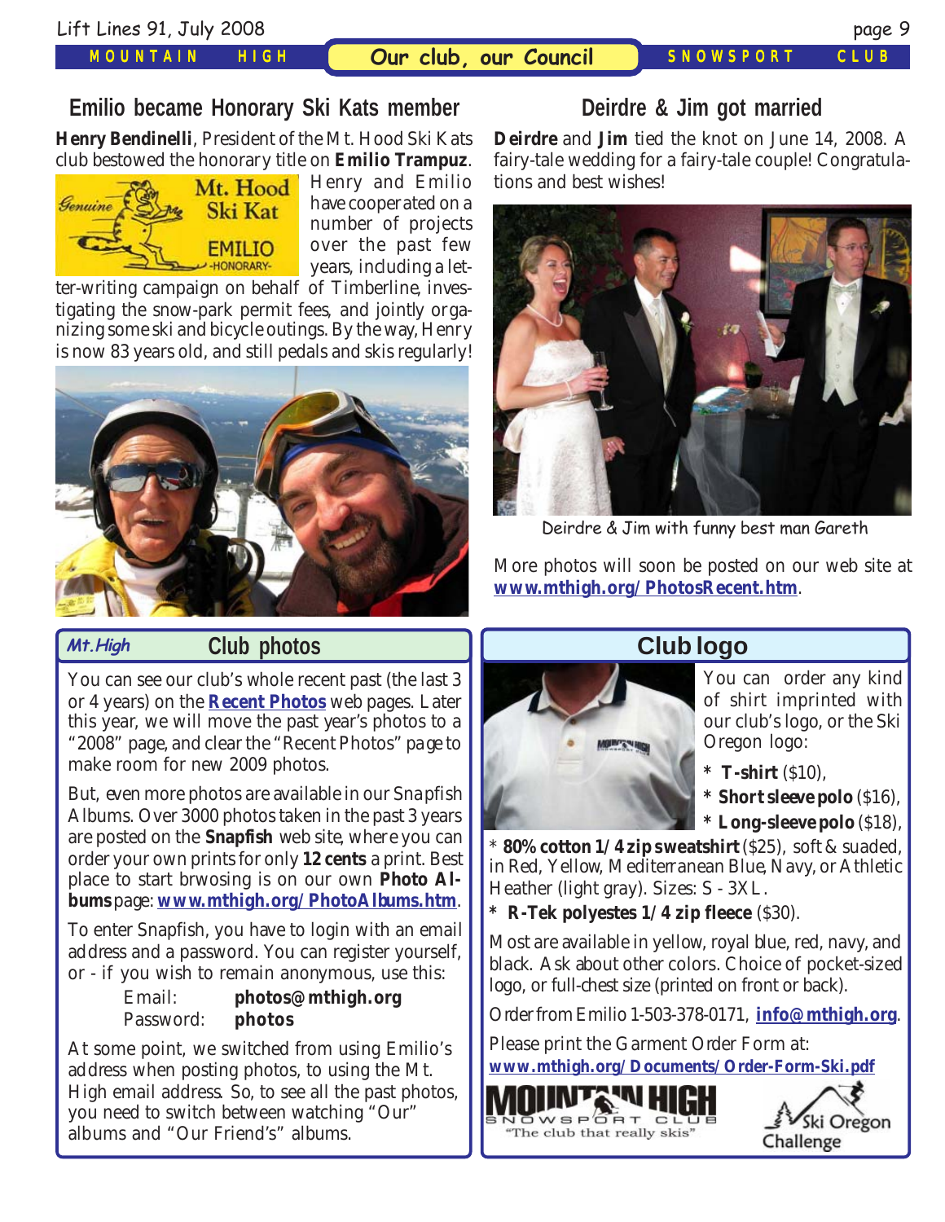## Emilio became Honorary Ski Kats member

**Henry Bendinelli**, President of the Mt. Hood Ski Kats club bestowed the honorary title on **Emilio Trampuz**. Henry and Emilio have cooperated on a number of projects over the past few years, including a letter-writing campaign on behalf of Timberline, investigating the snow-park permit fees, and jointly organizing some ski and bicycle outings. By the way, Henry is now 83 years old, and still pedals and skis regularly!

## Deirdre & Jim got married

**Deirdre** and **Jim** tied the knot on June 14, 2008. A fairy-tale wedding for a fairy-tale couple! Congratulations and best wishes!

Deirdre & Jim with funny best man Gareth

More photos will soon be posted on our web site at **www.mthigh.org/PhotosRecent.htm**.

## Club photos

You can see our club's whole recent past (the last 3 or 4 years) on the **Recent Photos** web pages. Later this year, we will move the past year's photos to a "2008" page, and clear the "Recent Photos" page to make room for new 2009 photos.

But, even more photos are available in our Snapfish Albums. Over 3000 photos taken in the past 3 years are posted on the **Snapfish** web site, where you can order your own prints for only **12 cents** a print. Best place to start brwosing is on our own **Photo Albums** page: **www.mthigh.org/PhotoAlbums.htm**.

To enter Snapfish, you have to login with an email address and a password. You can register yourself, or - if you wish to remain anonymous, use this:

Email: **photos@mthigh.org**
Password: **photos**

At some point, we switched from using Emilio's address when posting photos, to using the Mt. High email address. So, to see all the past photos, you need to switch between watching "Our" albums and "Our Friend's" albums.

## Club logo

You can order any kind of shirt imprinted with our club's logo, or the Ski Oregon logo:

* **T-shirt** ($10),
* **Short sleeve polo** ($16),
* **Long-sleeve polo** ($18),
* **80% cotton 1/4 zip sweatshirt** ($25), soft & suaded, in Red, Yellow, Mediterranean Blue, Navy, or Athletic Heather (light gray). Sizes: S - 3XL.
* **R-Tek polyestes 1/4 zip fleece** ($30).

Most are available in yellow, royal blue, red, navy, and black. Ask about other colors. Choice of pocket-sized logo, or full-chest size (printed on front or back).

Order from Emilio 1-503-378-0171, **info@mthigh.org**.

Please print the Garment Order Form at:
**www.mthigh.org/Documents/Order-Form-Ski.pdf**

MOUNTAIN HIGH SNOWSPORT CLUB "The club that really skis"

Ski Oregon Challenge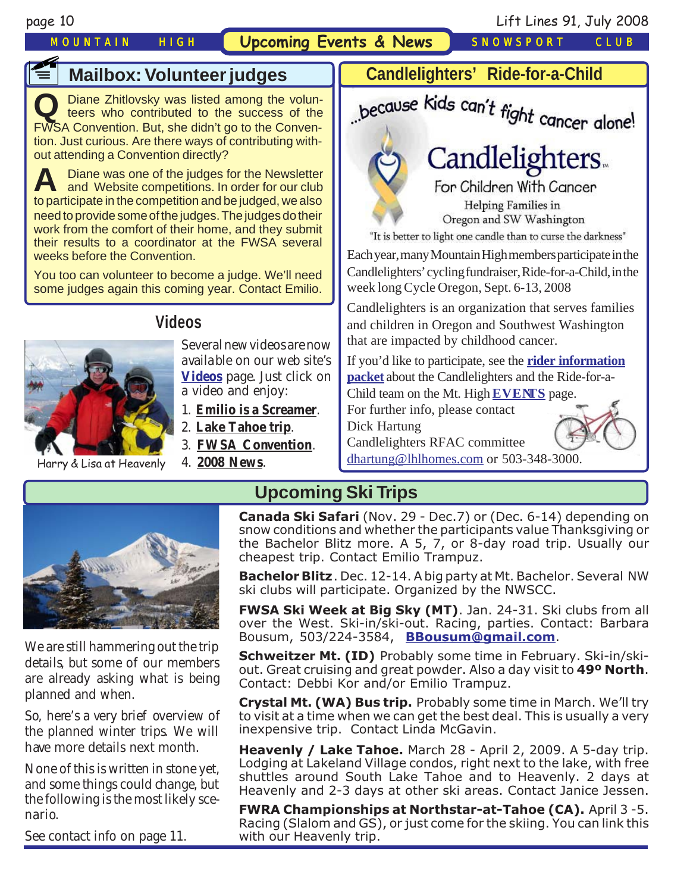## Upcoming Events & News

## Mailbox: Volunteer judges

**Q** Diane Zhitlovsky was listed among the volunteers who contributed to the success of the FWSA Convention. But, she didn't go to the Convention. Just curious. Are there ways of contributing without attending a Convention directly?

**A** Diane was one of the judges for the Newsletter and Website competitions. In order for our club to participate in the competition and be judged, we also need to provide some of the judges. The judges do their work from the comfort of their home, and they submit their results to a coordinator at the FWSA several weeks before the Convention.

You too can volunteer to become a judge. We'll need some judges again this coming year. Contact Emilio.

## Videos

Harry & Lisa at Heavenly

Several new videos are now available on our web site's **Videos** page. Just click on a video and enjoy:

1. **Emilio is a Screamer**.
2. **Lake Tahoe trip**.
3. **FWSA Convention**.
4. **2008 News**.

## Candlelighters' Ride-for-a-Child

...because kids can't fight cancer alone!

Candlelighters™
For Children With Cancer
Helping Families in Oregon and SW Washington
"It is better to light one candle than to curse the darkness"

Each year, many Mountain High members participate in the Candlelighters' cycling fundraiser, Ride-for-a-Child, in the week long Cycle Oregon, Sept. 6-13, 2008

Candlelighters is an organization that serves families and children in Oregon and Southwest Washington that are impacted by childhood cancer.

If you'd like to participate, see the **rider information packet** about the Candlelighters and the Ride-for-a-Child team on the Mt. High **EVENTS** page.

For further info, please contact
Dick Hartung
Candlelighters RFAC committee
dhartung@lhlhomes.com or 503-348-3000.

## Upcoming Ski Trips

We are still hammering out the trip details, but some of our members are already asking what is being planned and when.

So, here's a very brief overview of the planned winter trips. We will have more details next month.

None of this is written in stone yet, and some things could change, but the following is the most likely scenario.

See contact info on page 11.

**Canada Ski Safari** (Nov. 29 - Dec.7) or (Dec. 6-14) depending on snow conditions and whether the participants value Thanksgiving or the Bachelor Blitz more. A 5, 7, or 8-day road trip. Usually our cheapest trip. Contact Emilio Trampuz.

**Bachelor Blitz**. Dec. 12-14. A big party at Mt. Bachelor. Several NW ski clubs will participate. Organized by the NWSCC.

**FWSA Ski Week at Big Sky (MT)**. Jan. 24-31. Ski clubs from all over the West. Ski-in/ski-out. Racing, parties. Contact: Barbara Bousum, 503/224-3584, **BBousum@gmail.com**.

**Schweitzer Mt. (ID)** Probably some time in February. Ski-in/ski-out. Great cruising and great powder. Also a day visit to **49º North**. Contact: Debbi Kor and/or Emilio Trampuz.

**Crystal Mt. (WA) Bus trip.** Probably some time in March. We'll try to visit at a time when we can get the best deal. This is usually a very inexpensive trip. Contact Linda McGavin.

**Heavenly / Lake Tahoe.** March 28 - April 2, 2009. A 5-day trip. Lodging at Lakeland Village condos, right next to the lake, with free shuttles around South Lake Tahoe and to Heavenly. 2 days at Heavenly and 2-3 days at other ski areas. Contact Janice Jessen.

**FWRA Championships at Northstar-at-Tahoe (CA).** April 3 -5. Racing (Slalom and GS), or just come for the skiing. You can link this with our Heavenly trip.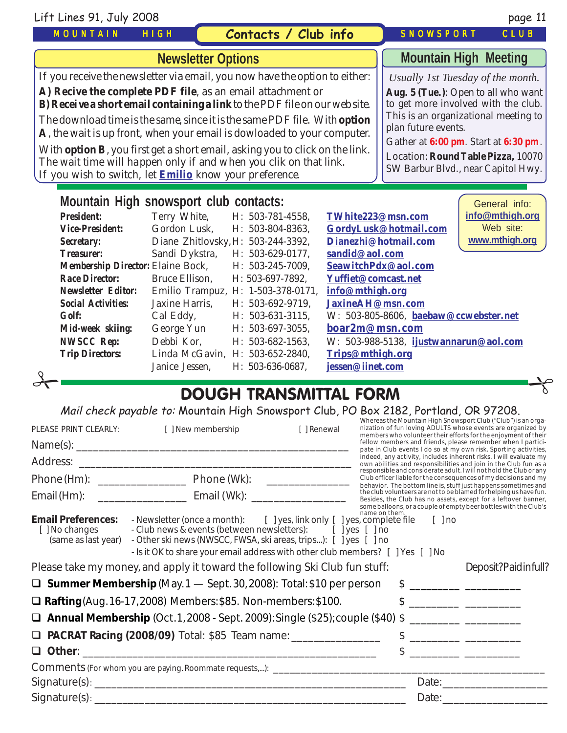## Newsletter Options

If you receive the newsletter via email, you now have the option to either:

**A) Recive the complete PDF file**, as an email attachment or

**B) Receive a short email containing a link** to the PDF file on our web site.

The download time is the same, since it is the same PDF file. With **option A**, the wait is up front, when your email is dowloaded to your computer.

With **option B**, you first get a short email, asking you to click on the link. The wait time will happen only if and when you clik on that link.
If you wish to switch, let **Emilio** know your preference.

## Mountain High Meeting

*Usually 1st Tuesday of the month.*

**Aug. 5 (Tue.)**: Open to all who want to get more involved with the club. This is an organizational meeting to plan future events.

Gather at **6:00 pm**. Start at **6:30 pm**.

Location: **Round Table Pizza,** 10070 SW Barbur Blvd., near Capitol Hwy.

## Mountain High snowsport club contacts:

General info: info@mthigh.org
Web site: www.mthigh.org

| Role | Name | Phone | Email |
|---|---|---|---|
| **President:** | Terry White, | H: 503-781-4558, | TWhite223@msn.com |
| **Vice-President:** | Gordon Lusk, | H: 503-804-8363, | GordyLusk@hotmail.com |
| **Secretary:** | Diane Zhitlovsky, | H: 503-244-3392, | Dianezhi@hotmail.com |
| **Treasurer:** | Sandi Dykstra, | H: 503-629-0177, | sandid@aol.com |
| **Membership Director:** | Elaine Bock, | H: 503-245-7009, | SeawitchPdx@aol.com |
| **Race Director:** | Bruce Ellison, | H: 503-697-7892, | Yuffiet@comcast.net |
| **Newsletter Editor:** | Emilio Trampuz, | H: 1-503-378-0171, | info@mthigh.org |
| **Social Activities:** | Jaxine Harris, | H: 503-692-9719, | JaxineAH@msn.com |
| **Golf:** | Cal Eddy, | H: 503-631-3115, | W: 503-805-8606, baebaw@ccwebster.net |
| **Mid-week skiing:** | George Yun | H: 503-697-3055, | boar2m@msn.com |
| **NWSCC Rep:** | Debbi Kor, | H: 503-682-1563, | W: 503-988-5138, ijustwannarun@aol.com |
| **Trip Directors:** | Linda McGavin, | H: 503-652-2840, | Trips@mthigh.org |
| | Janice Jessen, | H: 503-636-0687, | jessen@iinet.com |

## DOUGH TRANSMITTAL FORM

*Mail check payable to:* Mountain High Snowsport Club, PO Box 2182, Portland, OR 97208.

PLEASE PRINT CLEARLY: [ ] New membership [ ] Renewal

Name(s): ______________________________________________

Address: ______________________________________________

Phone (Hm): _______________ Phone (Wk): _______________

Email (Hm): _______________ Email (Wk): _______________

Whereas the Mountain High Snowsport Club ("Club") is an organization of fun loving ADULTS whose events are organized by members who volunteer their efforts for the enjoyment of their fellow members and friends, please remember when I participate in Club events I do so at my own risk. Sporting activities, indeed, any activity, includes inherent risks. I will evaluate my own abilities and responsibilities and join in the Club fun as a responsible and considerate adult. I will not hold the Club or any Club officer liable for the consequences of my decisions and my behavior. The bottom line is, stuff just happens sometimes and the club volunteers are not to be blamed for helping us have fun. Besides, the Club has no assets, except for a leftover banner, some balloons, or a couple of empty beer bottles with the Club's name on them.

**Email Preferences:**
[ ] No changes (same as last year)
- Newsletter (once a month): [ ] yes, link only [ ] yes, complete file [ ] no
- Club news & events (between newsletters): [ ] yes [ ] no
- Other ski news (NWSCC, FWSA, ski areas, trips...): [ ] yes [ ] no
- Is it OK to share your email address with other club members? [ ] Yes [ ] No

Please take my money, and apply it toward the following Ski Club fun stuff: Deposit? Paid in full?

- ❑ **Summer Membership** (May. 1 — Sept. 30, 2008): Total: $10 per person $ ________ ________
- ❑ **Rafting** (Aug. 16-17, 2008) Members: $85. Non-members: $100. $ ________ ________
- ❑ **Annual Membership** (Oct. 1, 2008 - Sept. 2009): Single ($25); couple ($40) $ ________ ________
- ❑ **PACRAT Racing (2008/09)** Total: $85 Team name: _______________ $ ________ ________
- ❑ **Other**: ______________________________________ $ ________ ________

Comments (For whom you are paying. Roommate requests,...): ______________________________

Signature(s): ______________________________ Date: ______________

Signature(s): ______________________________ Date: ______________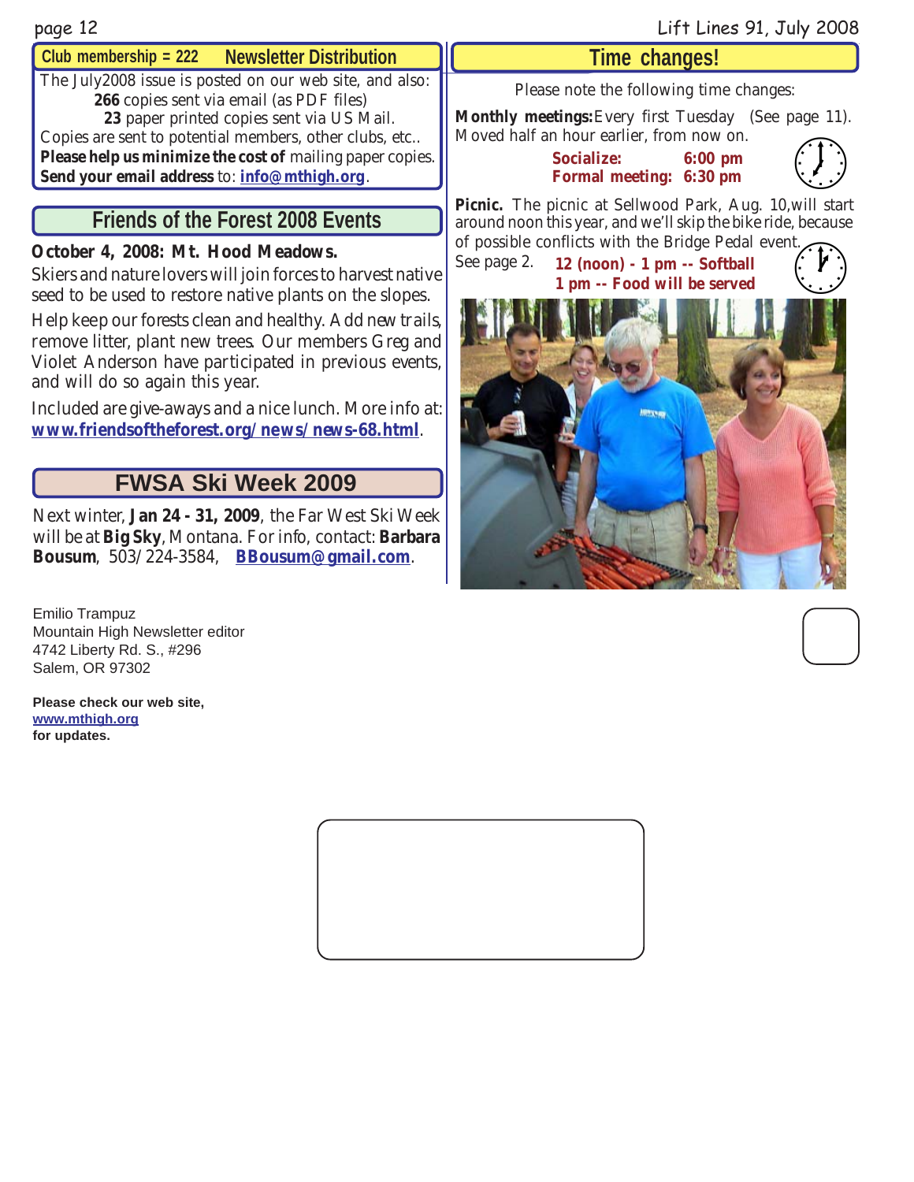## Club membership = 222 Newsletter Distribution

The July2008 issue is posted on our web site, and also:
**266** copies sent via email (as PDF files)
**23** paper printed copies sent via US Mail.
Copies are sent to potential members, other clubs, etc..
**Please help us minimize the cost of** mailing paper copies.
**Send your email address** to: **info@mthigh.org**.

## Friends of the Forest 2008 Events

**October 4, 2008: Mt. Hood Meadows.**
Skiers and nature lovers will join forces to harvest native seed to be used to restore native plants on the slopes.

Help keep our forests clean and healthy. Add new trails, remove litter, plant new trees. Our members Greg and Violet Anderson have participated in previous events, and will do so again this year.

Included are give-aways and a nice lunch. More info at: **www.friendsoftheforest.org/news/news-68.html**.

## FWSA Ski Week 2009

Next winter, **Jan 24 - 31, 2009**, the Far West Ski Week will be at **Big Sky**, Montana. For info, contact: **Barbara Bousum**, 503/224-3584, **BBousum@gmail.com**.

## Time changes!

Please note the following time changes:

**Monthly meetings:** Every first Tuesday (See page 11). Moved half an hour earlier, from now on.

**Socialize: 6:00 pm**
**Formal meeting: 6:30 pm**

**Picnic.** The picnic at Sellwood Park, Aug. 10,will start around noon this year, and we'll skip the bike ride, because of possible conflicts with the Bridge Pedal event. See page 2.

**12 (noon) - 1 pm -- Softball**
**1 pm -- Food will be served**

Emilio Trampuz
Mountain High Newsletter editor
4742 Liberty Rd. S., #296
Salem, OR 97302

**Please check our web site,**
**www.mthigh.org**
**for updates.**